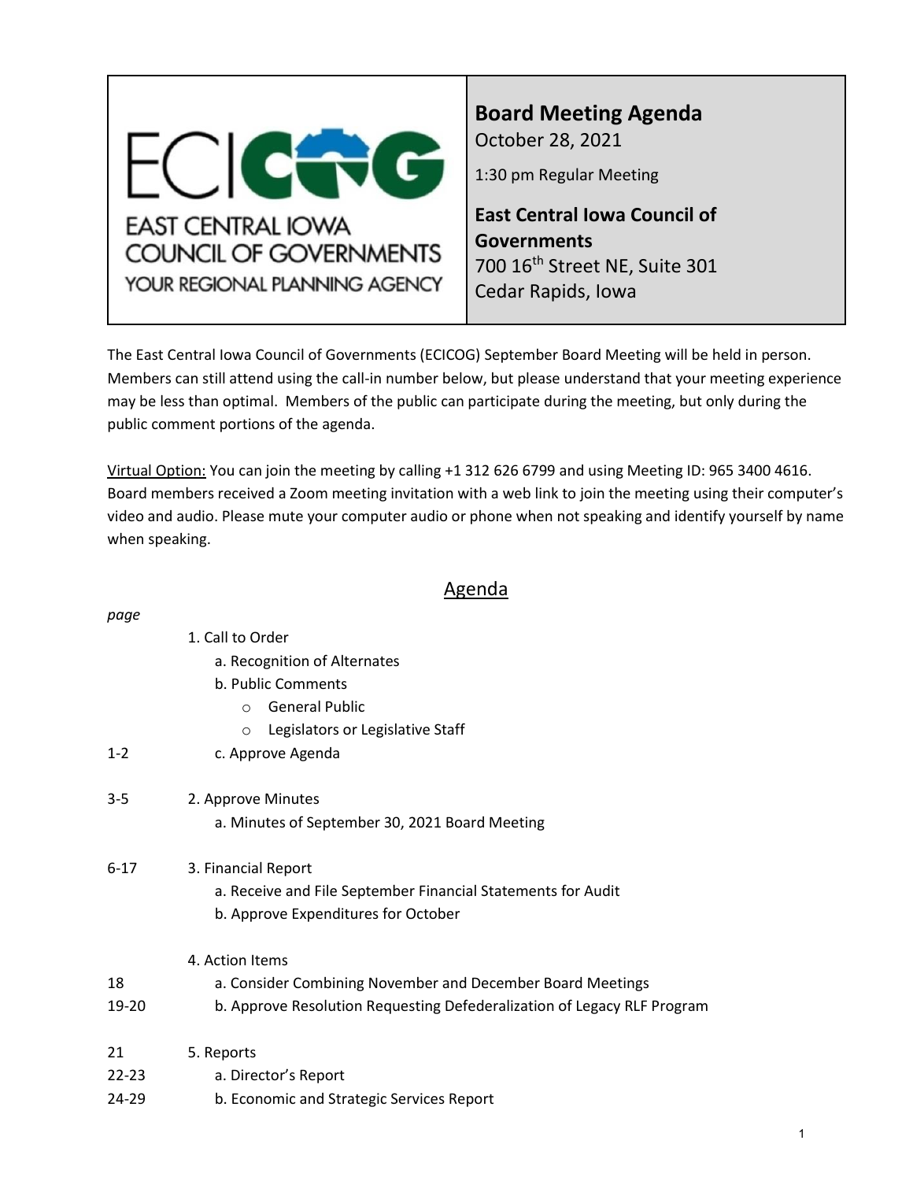EAST CENTRAL IOWA COUNCIL OF GOVERNMENTS
YOUR REGIONAL PLANNING AGENCY

# Board Meeting Agenda

October 28, 2021

1:30 pm Regular Meeting

**East Central Iowa Council of Governments**
700 16th Street NE, Suite 301
Cedar Rapids, Iowa

The East Central Iowa Council of Governments (ECICOG) September Board Meeting will be held in person. Members can still attend using the call-in number below, but please understand that your meeting experience may be less than optimal. Members of the public can participate during the meeting, but only during the public comment portions of the agenda.

Virtual Option: You can join the meeting by calling +1 312 626 6799 and using Meeting ID: 965 3400 4616. Board members received a Zoom meeting invitation with a web link to join the meeting using their computer's video and audio. Please mute your computer audio or phone when not speaking and identify yourself by name when speaking.

## Agenda

| *page* | |
|---|---|
| | 1. Call to Order |
| | a. Recognition of Alternates |
| | b. Public Comments |
| | ○ General Public |
| | ○ Legislators or Legislative Staff |
| 1-2 | c. Approve Agenda |
| 3-5 | 2. Approve Minutes |
| | a. Minutes of September 30, 2021 Board Meeting |
| 6-17 | 3. Financial Report |
| | a. Receive and File September Financial Statements for Audit |
| | b. Approve Expenditures for October |
| | 4. Action Items |
| 18 | a. Consider Combining November and December Board Meetings |
| 19-20 | b. Approve Resolution Requesting Defederalization of Legacy RLF Program |
| 21 | 5. Reports |
| 22-23 | a. Director's Report |
| 24-29 | b. Economic and Strategic Services Report |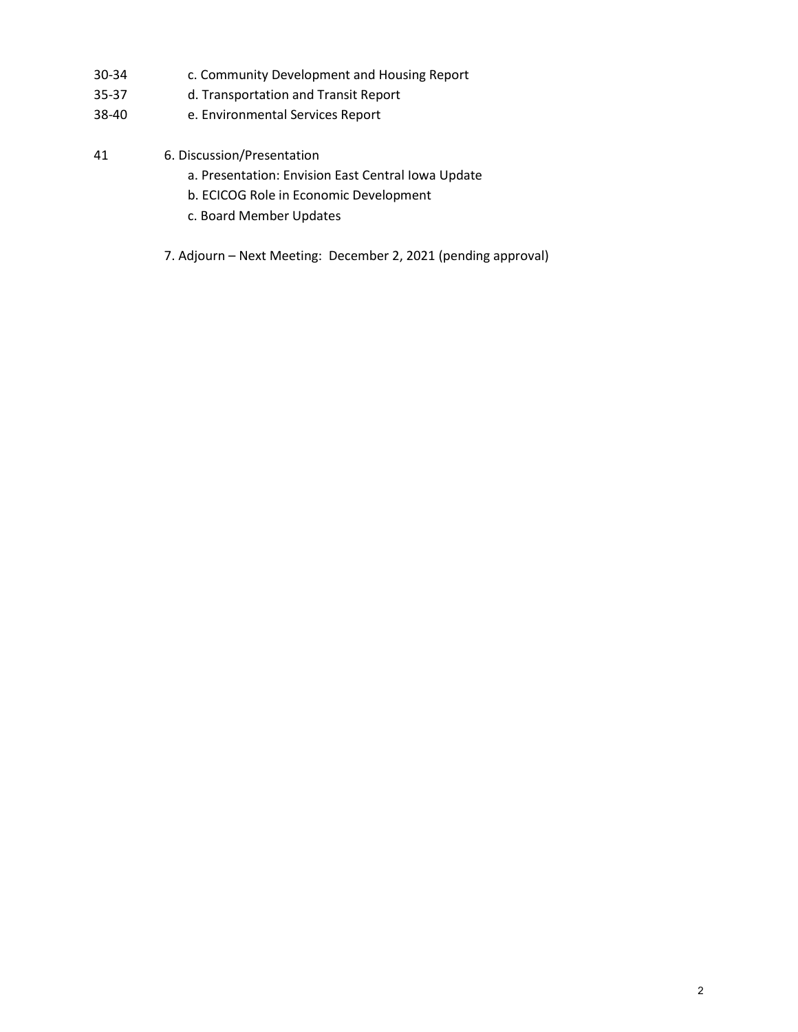30-34 c. Community Development and Housing Report

35-37 d. Transportation and Transit Report

38-40 e. Environmental Services Report

41 6. Discussion/Presentation

a. Presentation: Envision East Central Iowa Update

b. ECICOG Role in Economic Development

c. Board Member Updates

7. Adjourn – Next Meeting: December 2, 2021 (pending approval)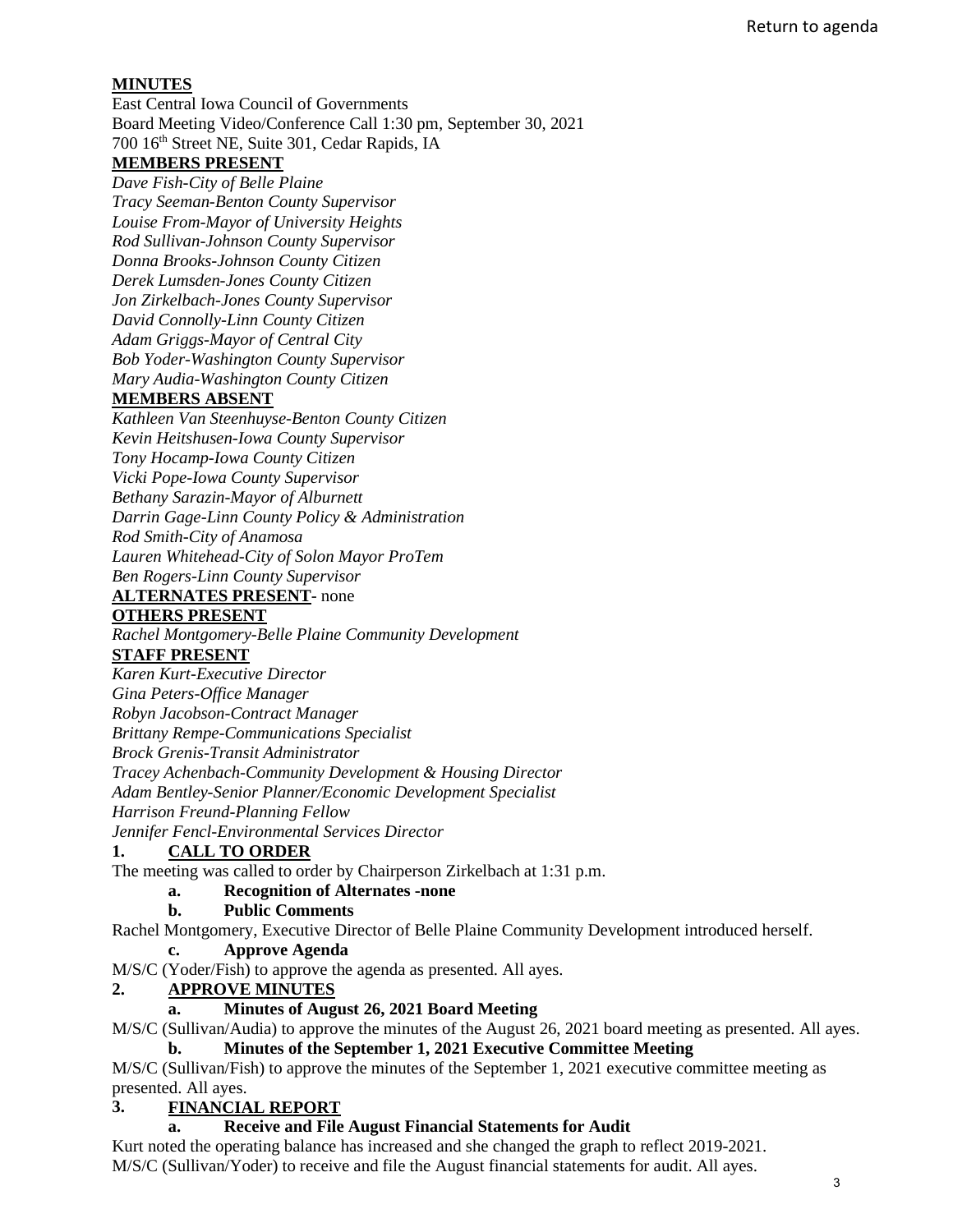Return to agenda

**MINUTES**

East Central Iowa Council of Governments
Board Meeting Video/Conference Call 1:30 pm, September 30, 2021
700 16th Street NE, Suite 301, Cedar Rapids, IA

**MEMBERS PRESENT**

*Dave Fish-City of Belle Plaine*
*Tracy Seeman-Benton County Supervisor*
*Louise From-Mayor of University Heights*
*Rod Sullivan-Johnson County Supervisor*
*Donna Brooks-Johnson County Citizen*
*Derek Lumsden-Jones County Citizen*
*Jon Zirkelbach-Jones County Supervisor*
*David Connolly-Linn County Citizen*
*Adam Griggs-Mayor of Central City*
*Bob Yoder-Washington County Supervisor*
*Mary Audia-Washington County Citizen*

**MEMBERS ABSENT**

*Kathleen Van Steenhuyse-Benton County Citizen*
*Kevin Heitshusen-Iowa County Supervisor*
*Tony Hocamp-Iowa County Citizen*
*Vicki Pope-Iowa County Supervisor*
*Bethany Sarazin-Mayor of Alburnett*
*Darrin Gage-Linn County Policy & Administration*
*Rod Smith-City of Anamosa*
*Lauren Whitehead-City of Solon Mayor ProTem*
*Ben Rogers-Linn County Supervisor*

**ALTERNATES PRESENT**- none

**OTHERS PRESENT**

*Rachel Montgomery-Belle Plaine Community Development*

**STAFF PRESENT**

*Karen Kurt-Executive Director*
*Gina Peters-Office Manager*
*Robyn Jacobson-Contract Manager*
*Brittany Rempe-Communications Specialist*
*Brock Grenis-Transit Administrator*
*Tracey Achenbach-Community Development & Housing Director*
*Adam Bentley-Senior Planner/Economic Development Specialist*
*Harrison Freund-Planning Fellow*
*Jennifer Fencl-Environmental Services Director*

**1. CALL TO ORDER**

The meeting was called to order by Chairperson Zirkelbach at 1:31 p.m.

**a. Recognition of Alternates -none**

**b. Public Comments**

Rachel Montgomery, Executive Director of Belle Plaine Community Development introduced herself.

**c. Approve Agenda**

M/S/C (Yoder/Fish) to approve the agenda as presented. All ayes.

**2. APPROVE MINUTES**

**a. Minutes of August 26, 2021 Board Meeting**

M/S/C (Sullivan/Audia) to approve the minutes of the August 26, 2021 board meeting as presented. All ayes.

**b. Minutes of the September 1, 2021 Executive Committee Meeting**

M/S/C (Sullivan/Fish) to approve the minutes of the September 1, 2021 executive committee meeting as presented. All ayes.

**3. FINANCIAL REPORT**

**a. Receive and File August Financial Statements for Audit**

Kurt noted the operating balance has increased and she changed the graph to reflect 2019-2021.
M/S/C (Sullivan/Yoder) to receive and file the August financial statements for audit. All ayes.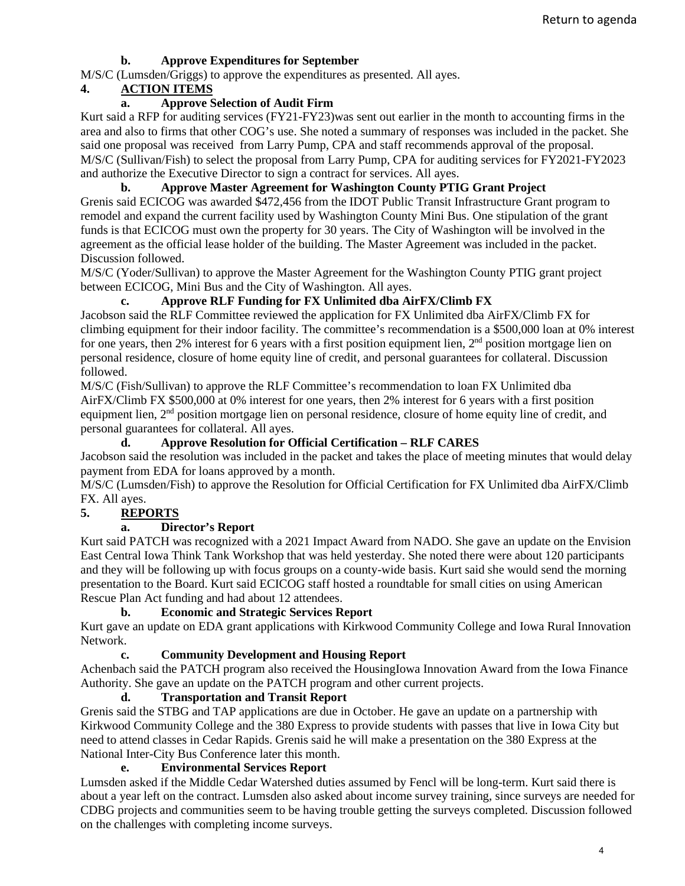Return to agenda

### b. Approve Expenditures for September

M/S/C (Lumsden/Griggs) to approve the expenditures as presented. All ayes.

## 4. ACTION ITEMS

### a. Approve Selection of Audit Firm

Kurt said a RFP for auditing services (FY21-FY23)was sent out earlier in the month to accounting firms in the area and also to firms that other COG's use. She noted a summary of responses was included in the packet. She said one proposal was received from Larry Pump, CPA and staff recommends approval of the proposal.
M/S/C (Sullivan/Fish) to select the proposal from Larry Pump, CPA for auditing services for FY2021-FY2023 and authorize the Executive Director to sign a contract for services. All ayes.

### b. Approve Master Agreement for Washington County PTIG Grant Project

Grenis said ECICOG was awarded $472,456 from the IDOT Public Transit Infrastructure Grant program to remodel and expand the current facility used by Washington County Mini Bus. One stipulation of the grant funds is that ECICOG must own the property for 30 years. The City of Washington will be involved in the agreement as the official lease holder of the building. The Master Agreement was included in the packet. Discussion followed.
M/S/C (Yoder/Sullivan) to approve the Master Agreement for the Washington County PTIG grant project between ECICOG, Mini Bus and the City of Washington. All ayes.

### c. Approve RLF Funding for FX Unlimited dba AirFX/Climb FX

Jacobson said the RLF Committee reviewed the application for FX Unlimited dba AirFX/Climb FX for climbing equipment for their indoor facility. The committee's recommendation is a $500,000 loan at 0% interest for one years, then 2% interest for 6 years with a first position equipment lien, 2nd position mortgage lien on personal residence, closure of home equity line of credit, and personal guarantees for collateral. Discussion followed.
M/S/C (Fish/Sullivan) to approve the RLF Committee's recommendation to loan FX Unlimited dba AirFX/Climb FX $500,000 at 0% interest for one years, then 2% interest for 6 years with a first position equipment lien, 2nd position mortgage lien on personal residence, closure of home equity line of credit, and personal guarantees for collateral. All ayes.

### d. Approve Resolution for Official Certification – RLF CARES

Jacobson said the resolution was included in the packet and takes the place of meeting minutes that would delay payment from EDA for loans approved by a month.
M/S/C (Lumsden/Fish) to approve the Resolution for Official Certification for FX Unlimited dba AirFX/Climb FX. All ayes.

## 5. REPORTS

### a. Director's Report

Kurt said PATCH was recognized with a 2021 Impact Award from NADO. She gave an update on the Envision East Central Iowa Think Tank Workshop that was held yesterday. She noted there were about 120 participants and they will be following up with focus groups on a county-wide basis. Kurt said she would send the morning presentation to the Board. Kurt said ECICOG staff hosted a roundtable for small cities on using American Rescue Plan Act funding and had about 12 attendees.

### b. Economic and Strategic Services Report

Kurt gave an update on EDA grant applications with Kirkwood Community College and Iowa Rural Innovation Network.

### c. Community Development and Housing Report

Achenbach said the PATCH program also received the HousingIowa Innovation Award from the Iowa Finance Authority. She gave an update on the PATCH program and other current projects.

### d. Transportation and Transit Report

Grenis said the STBG and TAP applications are due in October. He gave an update on a partnership with Kirkwood Community College and the 380 Express to provide students with passes that live in Iowa City but need to attend classes in Cedar Rapids. Grenis said he will make a presentation on the 380 Express at the National Inter-City Bus Conference later this month.

### e. Environmental Services Report

Lumsden asked if the Middle Cedar Watershed duties assumed by Fencl will be long-term. Kurt said there is about a year left on the contract. Lumsden also asked about income survey training, since surveys are needed for CDBG projects and communities seem to be having trouble getting the surveys completed. Discussion followed on the challenges with completing income surveys.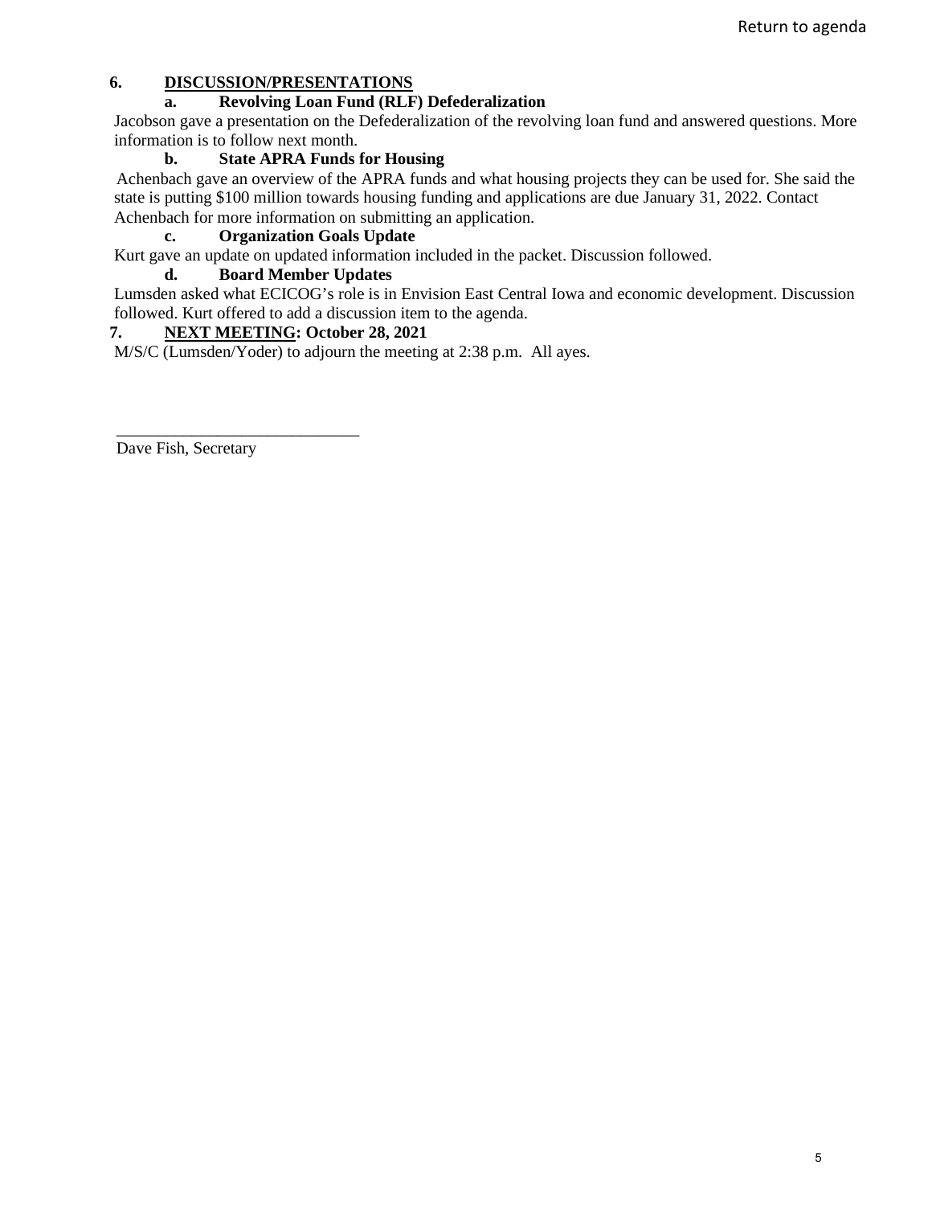## 6. DISCUSSION/PRESENTATIONS

### a. Revolving Loan Fund (RLF) Defederalization

Jacobson gave a presentation on the Defederalization of the revolving loan fund and answered questions. More information is to follow next month.

### b. State APRA Funds for Housing

Achenbach gave an overview of the APRA funds and what housing projects they can be used for. She said the state is putting $100 million towards housing funding and applications are due January 31, 2022. Contact Achenbach for more information on submitting an application.

### c. Organization Goals Update

Kurt gave an update on updated information included in the packet. Discussion followed.

### d. Board Member Updates

Lumsden asked what ECICOG's role is in Envision East Central Iowa and economic development. Discussion followed. Kurt offered to add a discussion item to the agenda.

## 7. NEXT MEETING: October 28, 2021

M/S/C (Lumsden/Yoder) to adjourn the meeting at 2:38 p.m. All ayes.

_____________________________

Dave Fish, Secretary